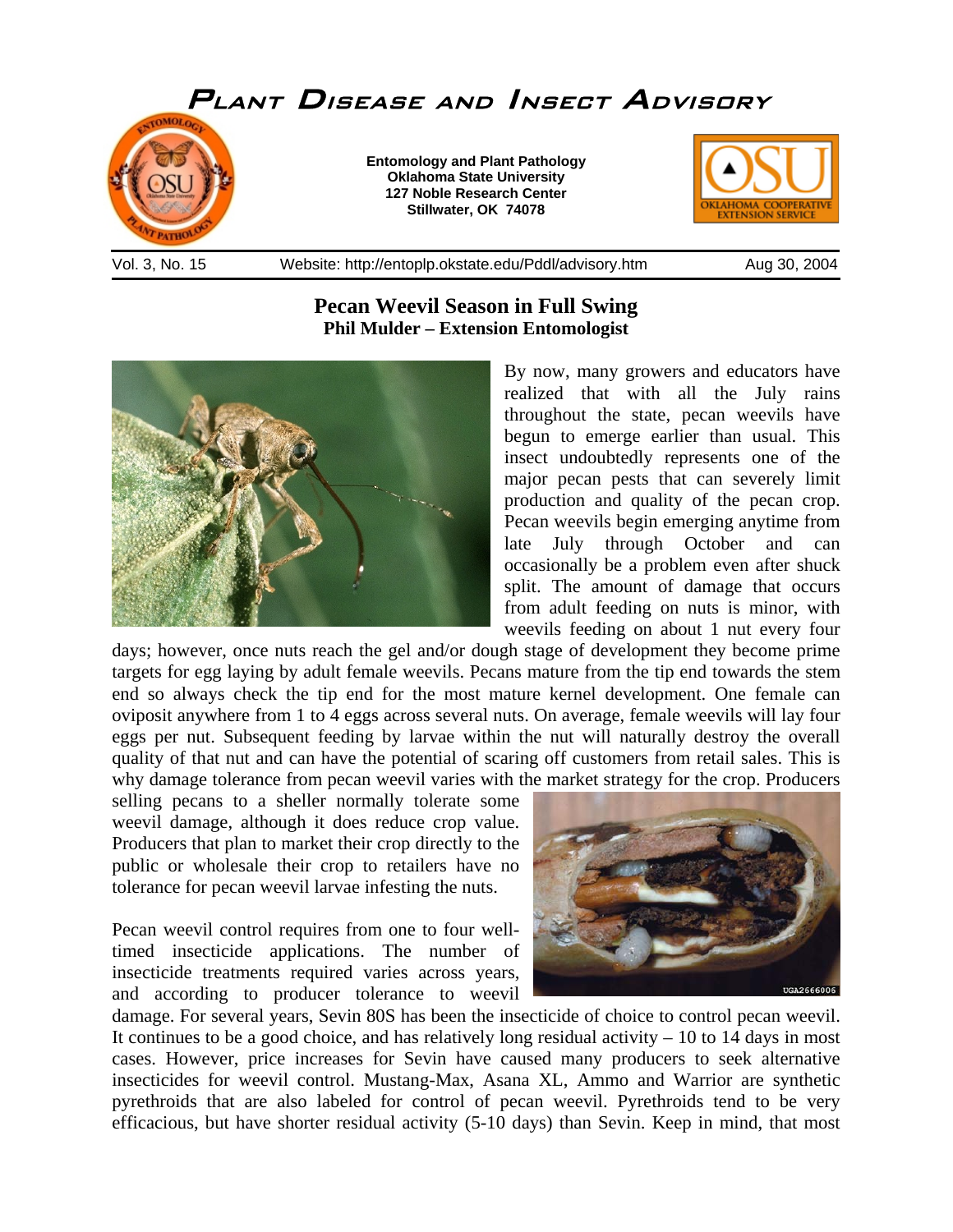# Plant Disease and Insect Advisory

**Entomology and Plant Pathology**
**Oklahoma State University**
**127 Noble Research Center**
**Stillwater, OK 74078**

Vol. 3, No. 15 | Website: http://entoplp.okstate.edu/Pddl/advisory.htm | Aug 30, 2004

## Pecan Weevil Season in Full Swing

**Phil Mulder – Extension Entomologist**

By now, many growers and educators have realized that with all the July rains throughout the state, pecan weevils have begun to emerge earlier than usual. This insect undoubtedly represents one of the major pecan pests that can severely limit production and quality of the pecan crop. Pecan weevils begin emerging anytime from late July through October and can occasionally be a problem even after shuck split. The amount of damage that occurs from adult feeding on nuts is minor, with weevils feeding on about 1 nut every four days; however, once nuts reach the gel and/or dough stage of development they become prime targets for egg laying by adult female weevils. Pecans mature from the tip end towards the stem end so always check the tip end for the most mature kernel development. One female can oviposit anywhere from 1 to 4 eggs across several nuts. On average, female weevils will lay four eggs per nut. Subsequent feeding by larvae within the nut will naturally destroy the overall quality of that nut and can have the potential of scaring off customers from retail sales. This is why damage tolerance from pecan weevil varies with the market strategy for the crop. Producers selling pecans to a sheller normally tolerate some weevil damage, although it does reduce crop value. Producers that plan to market their crop directly to the public or wholesale their crop to retailers have no tolerance for pecan weevil larvae infesting the nuts.

Pecan weevil control requires from one to four well-timed insecticide applications. The number of insecticide treatments required varies across years, and according to producer tolerance to weevil damage. For several years, Sevin 80S has been the insecticide of choice to control pecan weevil. It continues to be a good choice, and has relatively long residual activity – 10 to 14 days in most cases. However, price increases for Sevin have caused many producers to seek alternative insecticides for weevil control. Mustang-Max, Asana XL, Ammo and Warrior are synthetic pyrethroids that are also labeled for control of pecan weevil. Pyrethroids tend to be very efficacious, but have shorter residual activity (5-10 days) than Sevin. Keep in mind, that most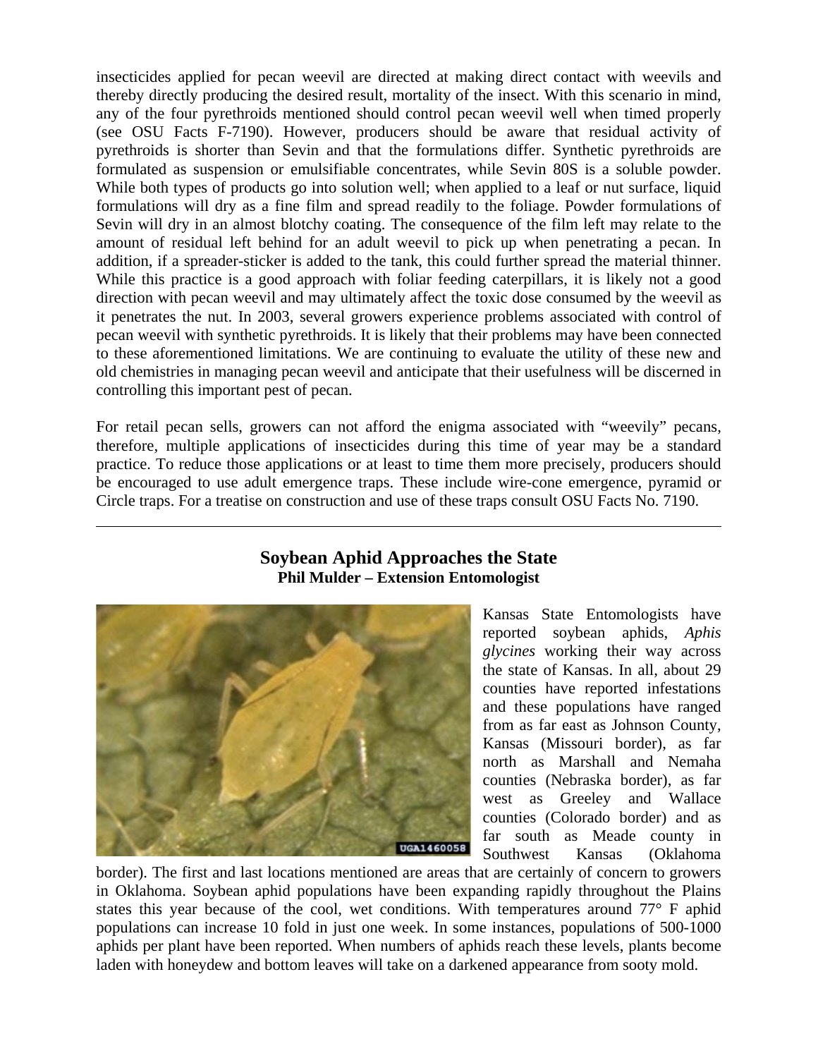insecticides applied for pecan weevil are directed at making direct contact with weevils and thereby directly producing the desired result, mortality of the insect. With this scenario in mind, any of the four pyrethroids mentioned should control pecan weevil well when timed properly (see OSU Facts F-7190). However, producers should be aware that residual activity of pyrethroids is shorter than Sevin and that the formulations differ. Synthetic pyrethroids are formulated as suspension or emulsifiable concentrates, while Sevin 80S is a soluble powder. While both types of products go into solution well; when applied to a leaf or nut surface, liquid formulations will dry as a fine film and spread readily to the foliage. Powder formulations of Sevin will dry in an almost blotchy coating. The consequence of the film left may relate to the amount of residual left behind for an adult weevil to pick up when penetrating a pecan. In addition, if a spreader-sticker is added to the tank, this could further spread the material thinner. While this practice is a good approach with foliar feeding caterpillars, it is likely not a good direction with pecan weevil and may ultimately affect the toxic dose consumed by the weevil as it penetrates the nut. In 2003, several growers experience problems associated with control of pecan weevil with synthetic pyrethroids. It is likely that their problems may have been connected to these aforementioned limitations. We are continuing to evaluate the utility of these new and old chemistries in managing pecan weevil and anticipate that their usefulness will be discerned in controlling this important pest of pecan.

For retail pecan sells, growers can not afford the enigma associated with "weevily" pecans, therefore, multiple applications of insecticides during this time of year may be a standard practice. To reduce those applications or at least to time them more precisely, producers should be encouraged to use adult emergence traps. These include wire-cone emergence, pyramid or Circle traps. For a treatise on construction and use of these traps consult OSU Facts No. 7190.

---

## Soybean Aphid Approaches the State

**Phil Mulder – Extension Entomologist**

Kansas State Entomologists have reported soybean aphids, *Aphis glycines* working their way across the state of Kansas. In all, about 29 counties have reported infestations and these populations have ranged from as far east as Johnson County, Kansas (Missouri border), as far north as Marshall and Nemaha counties (Nebraska border), as far west as Greeley and Wallace counties (Colorado border) and as far south as Meade county in Southwest Kansas (Oklahoma border). The first and last locations mentioned are areas that are certainly of concern to growers in Oklahoma. Soybean aphid populations have been expanding rapidly throughout the Plains states this year because of the cool, wet conditions. With temperatures around 77° F aphid populations can increase 10 fold in just one week. In some instances, populations of 500-1000 aphids per plant have been reported. When numbers of aphids reach these levels, plants become laden with honeydew and bottom leaves will take on a darkened appearance from sooty mold.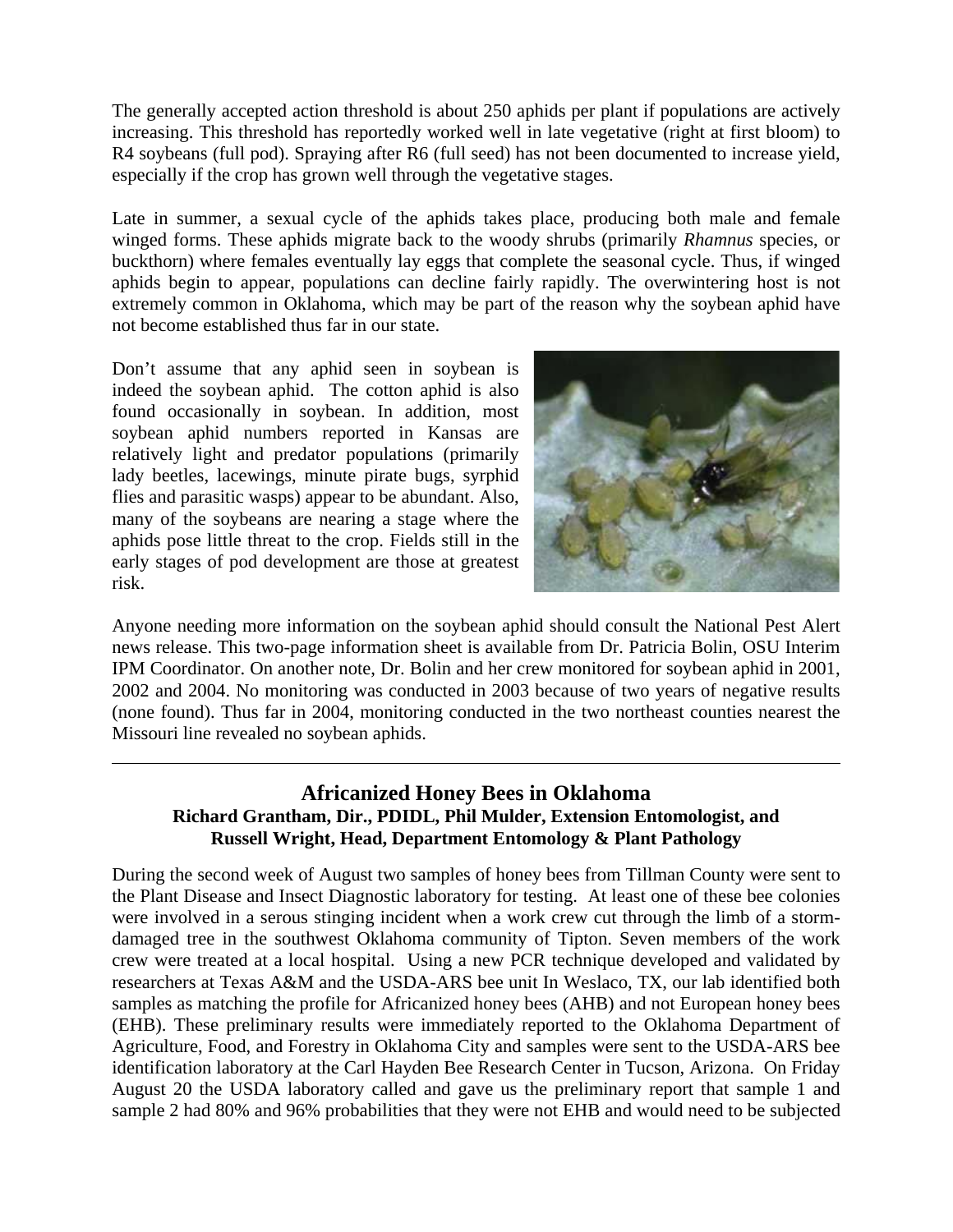The generally accepted action threshold is about 250 aphids per plant if populations are actively increasing. This threshold has reportedly worked well in late vegetative (right at first bloom) to R4 soybeans (full pod). Spraying after R6 (full seed) has not been documented to increase yield, especially if the crop has grown well through the vegetative stages.

Late in summer, a sexual cycle of the aphids takes place, producing both male and female winged forms. These aphids migrate back to the woody shrubs (primarily *Rhamnus* species, or buckthorn) where females eventually lay eggs that complete the seasonal cycle. Thus, if winged aphids begin to appear, populations can decline fairly rapidly. The overwintering host is not extremely common in Oklahoma, which may be part of the reason why the soybean aphid have not become established thus far in our state.

Don't assume that any aphid seen in soybean is indeed the soybean aphid. The cotton aphid is also found occasionally in soybean. In addition, most soybean aphid numbers reported in Kansas are relatively light and predator populations (primarily lady beetles, lacewings, minute pirate bugs, syrphid flies and parasitic wasps) appear to be abundant. Also, many of the soybeans are nearing a stage where the aphids pose little threat to the crop. Fields still in the early stages of pod development are those at greatest risk.

Anyone needing more information on the soybean aphid should consult the National Pest Alert news release. This two-page information sheet is available from Dr. Patricia Bolin, OSU Interim IPM Coordinator. On another note, Dr. Bolin and her crew monitored for soybean aphid in 2001, 2002 and 2004. No monitoring was conducted in 2003 because of two years of negative results (none found). Thus far in 2004, monitoring conducted in the two northeast counties nearest the Missouri line revealed no soybean aphids.

---

## Africanized Honey Bees in Oklahoma

**Richard Grantham, Dir., PDIDL, Phil Mulder, Extension Entomologist, and Russell Wright, Head, Department Entomology & Plant Pathology**

During the second week of August two samples of honey bees from Tillman County were sent to the Plant Disease and Insect Diagnostic laboratory for testing. At least one of these bee colonies were involved in a serous stinging incident when a work crew cut through the limb of a storm-damaged tree in the southwest Oklahoma community of Tipton. Seven members of the work crew were treated at a local hospital. Using a new PCR technique developed and validated by researchers at Texas A&M and the USDA-ARS bee unit In Weslaco, TX, our lab identified both samples as matching the profile for Africanized honey bees (AHB) and not European honey bees (EHB). These preliminary results were immediately reported to the Oklahoma Department of Agriculture, Food, and Forestry in Oklahoma City and samples were sent to the USDA-ARS bee identification laboratory at the Carl Hayden Bee Research Center in Tucson, Arizona. On Friday August 20 the USDA laboratory called and gave us the preliminary report that sample 1 and sample 2 had 80% and 96% probabilities that they were not EHB and would need to be subjected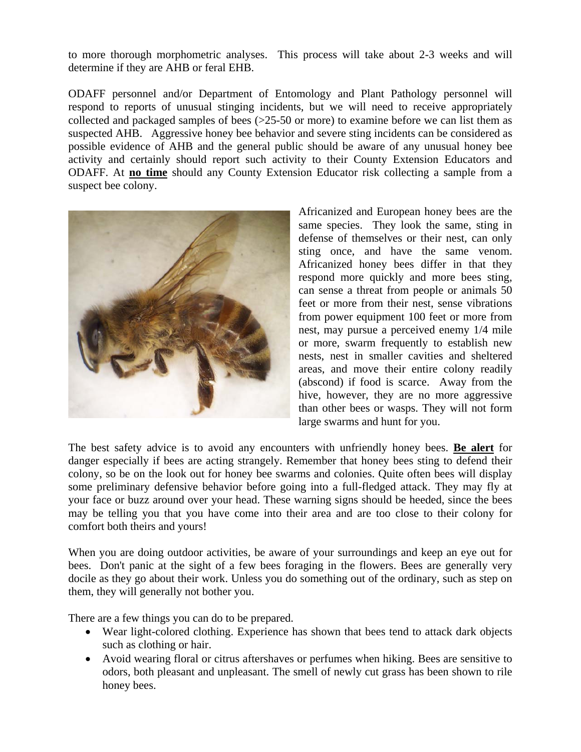to more thorough morphometric analyses. This process will take about 2-3 weeks and will determine if they are AHB or feral EHB.

ODAFF personnel and/or Department of Entomology and Plant Pathology personnel will respond to reports of unusual stinging incidents, but we will need to receive appropriately collected and packaged samples of bees (>25-50 or more) to examine before we can list them as suspected AHB. Aggressive honey bee behavior and severe sting incidents can be considered as possible evidence of AHB and the general public should be aware of any unusual honey bee activity and certainly should report such activity to their County Extension Educators and ODAFF. At **no time** should any County Extension Educator risk collecting a sample from a suspect bee colony.

Africanized and European honey bees are the same species. They look the same, sting in defense of themselves or their nest, can only sting once, and have the same venom. Africanized honey bees differ in that they respond more quickly and more bees sting, can sense a threat from people or animals 50 feet or more from their nest, sense vibrations from power equipment 100 feet or more from nest, may pursue a perceived enemy 1/4 mile or more, swarm frequently to establish new nests, nest in smaller cavities and sheltered areas, and move their entire colony readily (abscond) if food is scarce. Away from the hive, however, they are no more aggressive than other bees or wasps. They will not form large swarms and hunt for you.

The best safety advice is to avoid any encounters with unfriendly honey bees. **Be alert** for danger especially if bees are acting strangely. Remember that honey bees sting to defend their colony, so be on the look out for honey bee swarms and colonies. Quite often bees will display some preliminary defensive behavior before going into a full-fledged attack. They may fly at your face or buzz around over your head. These warning signs should be heeded, since the bees may be telling you that you have come into their area and are too close to their colony for comfort both theirs and yours!

When you are doing outdoor activities, be aware of your surroundings and keep an eye out for bees. Don't panic at the sight of a few bees foraging in the flowers. Bees are generally very docile as they go about their work. Unless you do something out of the ordinary, such as step on them, they will generally not bother you.

There are a few things you can do to be prepared.

- Wear light-colored clothing. Experience has shown that bees tend to attack dark objects such as clothing or hair.
- Avoid wearing floral or citrus aftershaves or perfumes when hiking. Bees are sensitive to odors, both pleasant and unpleasant. The smell of newly cut grass has been shown to rile honey bees.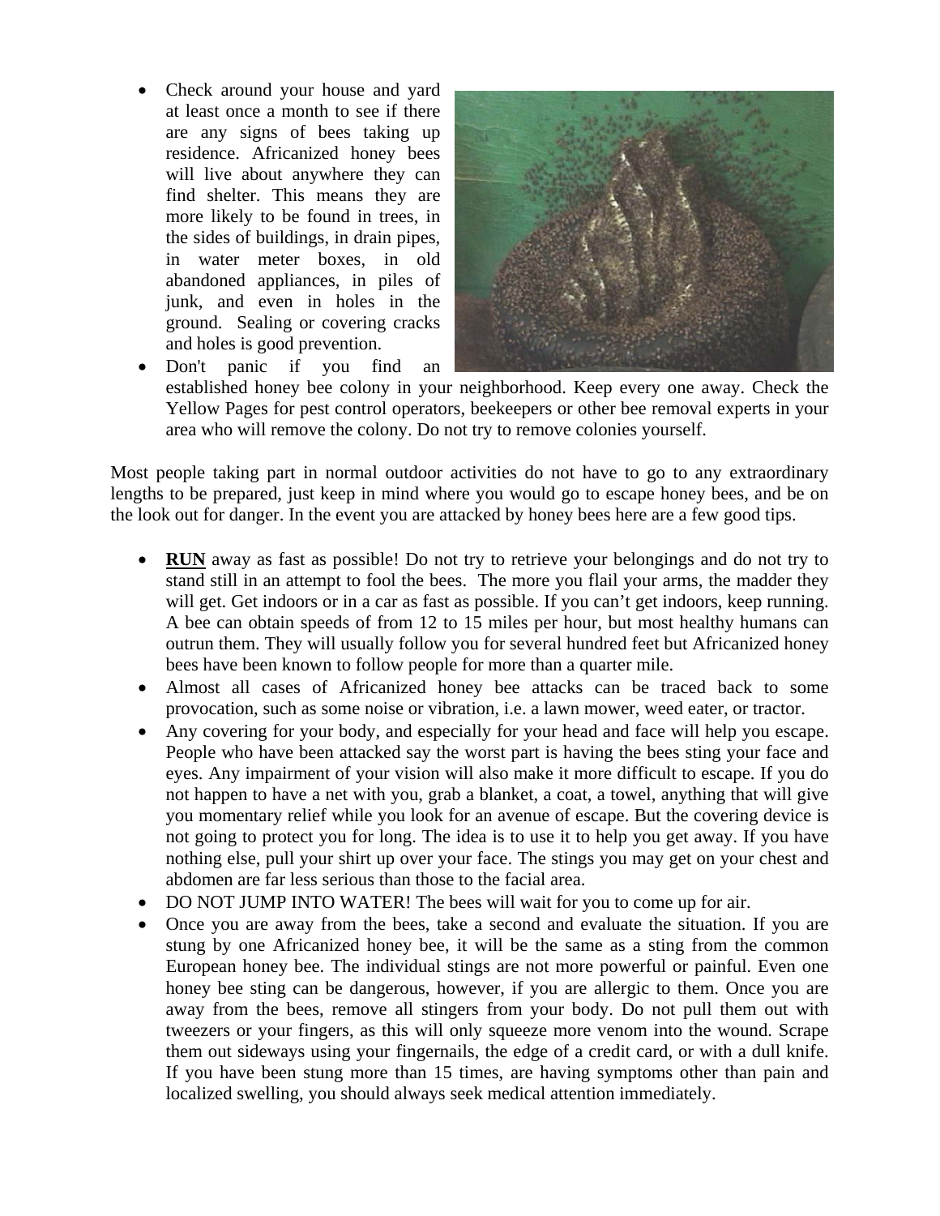- Check around your house and yard at least once a month to see if there are any signs of bees taking up residence. Africanized honey bees will live about anywhere they can find shelter. This means they are more likely to be found in trees, in the sides of buildings, in drain pipes, in water meter boxes, in old abandoned appliances, in piles of junk, and even in holes in the ground. Sealing or covering cracks and holes is good prevention.
- Don't panic if you find an established honey bee colony in your neighborhood. Keep every one away. Check the Yellow Pages for pest control operators, beekeepers or other bee removal experts in your area who will remove the colony. Do not try to remove colonies yourself.

Most people taking part in normal outdoor activities do not have to go to any extraordinary lengths to be prepared, just keep in mind where you would go to escape honey bees, and be on the look out for danger. In the event you are attacked by honey bees here are a few good tips.

- **RUN** away as fast as possible! Do not try to retrieve your belongings and do not try to stand still in an attempt to fool the bees. The more you flail your arms, the madder they will get. Get indoors or in a car as fast as possible. If you can't get indoors, keep running. A bee can obtain speeds of from 12 to 15 miles per hour, but most healthy humans can outrun them. They will usually follow you for several hundred feet but Africanized honey bees have been known to follow people for more than a quarter mile.
- Almost all cases of Africanized honey bee attacks can be traced back to some provocation, such as some noise or vibration, i.e. a lawn mower, weed eater, or tractor.
- Any covering for your body, and especially for your head and face will help you escape. People who have been attacked say the worst part is having the bees sting your face and eyes. Any impairment of your vision will also make it more difficult to escape. If you do not happen to have a net with you, grab a blanket, a coat, a towel, anything that will give you momentary relief while you look for an avenue of escape. But the covering device is not going to protect you for long. The idea is to use it to help you get away. If you have nothing else, pull your shirt up over your face. The stings you may get on your chest and abdomen are far less serious than those to the facial area.
- DO NOT JUMP INTO WATER! The bees will wait for you to come up for air.
- Once you are away from the bees, take a second and evaluate the situation. If you are stung by one Africanized honey bee, it will be the same as a sting from the common European honey bee. The individual stings are not more powerful or painful. Even one honey bee sting can be dangerous, however, if you are allergic to them. Once you are away from the bees, remove all stingers from your body. Do not pull them out with tweezers or your fingers, as this will only squeeze more venom into the wound. Scrape them out sideways using your fingernails, the edge of a credit card, or with a dull knife. If you have been stung more than 15 times, are having symptoms other than pain and localized swelling, you should always seek medical attention immediately.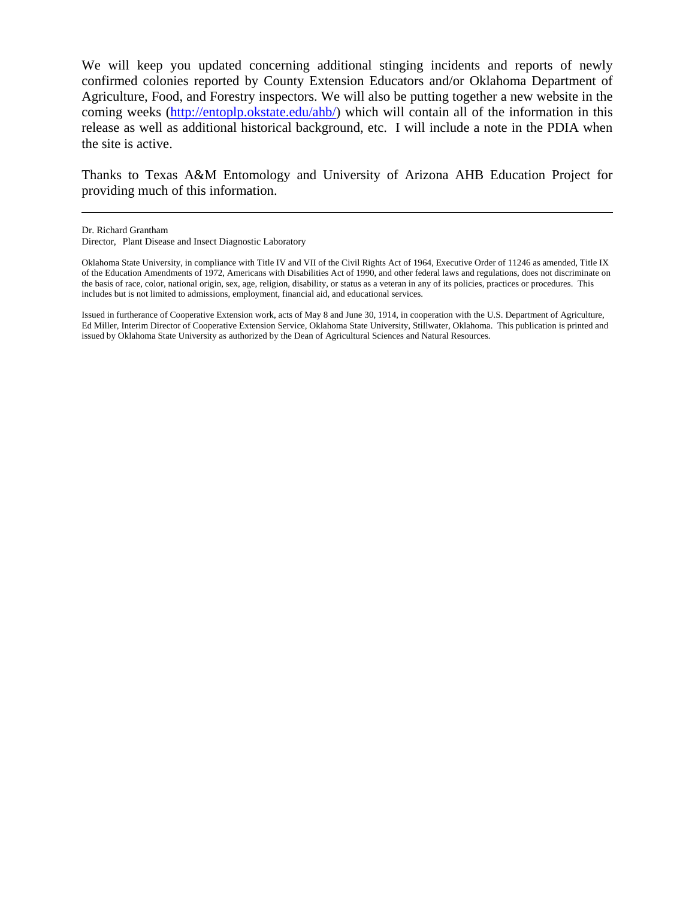We will keep you updated concerning additional stinging incidents and reports of newly confirmed colonies reported by County Extension Educators and/or Oklahoma Department of Agriculture, Food, and Forestry inspectors. We will also be putting together a new website in the coming weeks ([http://entoplp.okstate.edu/ahb/](http://entoplp.okstate.edu/ahb/)) which will contain all of the information in this release as well as additional historical background, etc. I will include a note in the PDIA when the site is active.

Thanks to Texas A&M Entomology and University of Arizona AHB Education Project for providing much of this information.

---

Dr. Richard Grantham
Director, Plant Disease and Insect Diagnostic Laboratory

Oklahoma State University, in compliance with Title IV and VII of the Civil Rights Act of 1964, Executive Order of 11246 as amended, Title IX of the Education Amendments of 1972, Americans with Disabilities Act of 1990, and other federal laws and regulations, does not discriminate on the basis of race, color, national origin, sex, age, religion, disability, or status as a veteran in any of its policies, practices or procedures. This includes but is not limited to admissions, employment, financial aid, and educational services.

Issued in furtherance of Cooperative Extension work, acts of May 8 and June 30, 1914, in cooperation with the U.S. Department of Agriculture, Ed Miller, Interim Director of Cooperative Extension Service, Oklahoma State University, Stillwater, Oklahoma. This publication is printed and issued by Oklahoma State University as authorized by the Dean of Agricultural Sciences and Natural Resources.